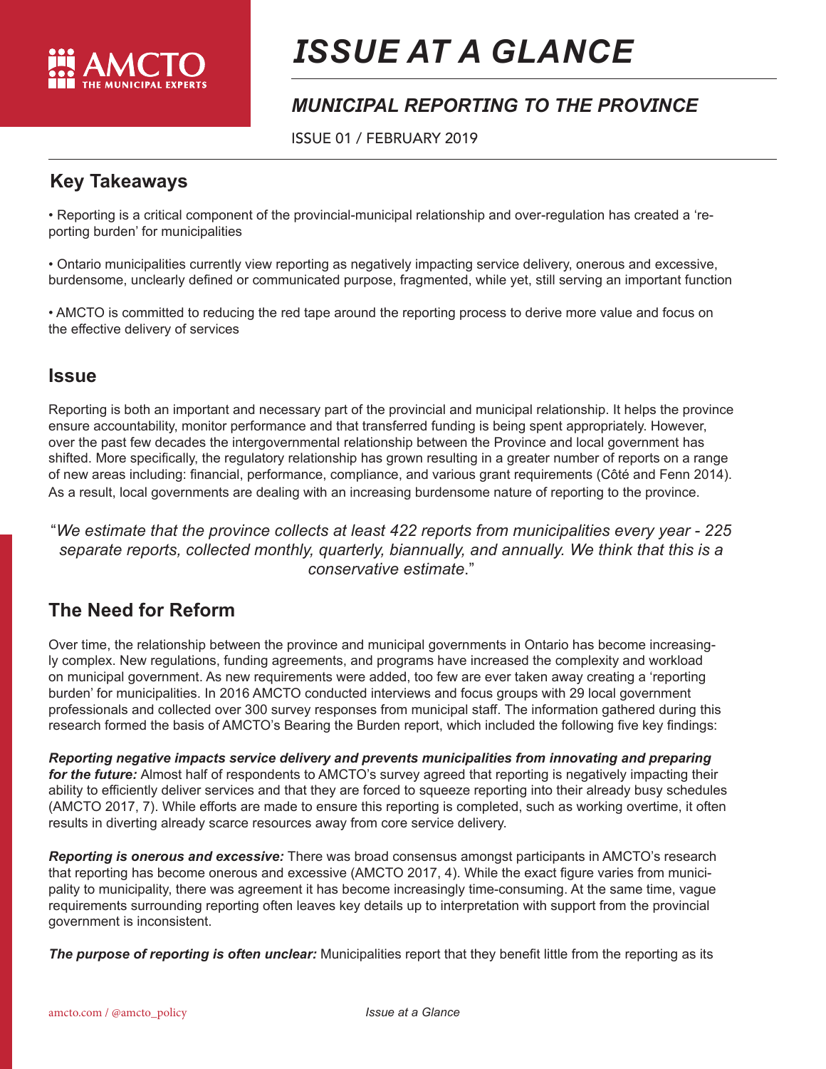# ISSUE AT A GLANCE

## MUNICIPAL REPORTING TO THE PROVINCE

ISSUE 01 / FEBRUARY 2019

## Key Takeaways

- Reporting is a critical component of the provincial-municipal relationship and over-regulation has created a 'reporting burden' for municipalities

- Ontario municipalities currently view reporting as negatively impacting service delivery, onerous and excessive, burdensome, unclearly defined or communicated purpose, fragmented, while yet, still serving an important function

- AMCTO is committed to reducing the red tape around the reporting process to derive more value and focus on the effective delivery of services

## Issue

Reporting is both an important and necessary part of the provincial and municipal relationship. It helps the province ensure accountability, monitor performance and that transferred funding is being spent appropriately. However, over the past few decades the intergovernmental relationship between the Province and local government has shifted. More specifically, the regulatory relationship has grown resulting in a greater number of reports on a range of new areas including: financial, performance, compliance, and various grant requirements (Côté and Fenn 2014). As a result, local governments are dealing with an increasing burdensome nature of reporting to the province.

"*We estimate that the province collects at least 422 reports from municipalities every year - 225 separate reports, collected monthly, quarterly, biannually, and annually. We think that this is a conservative estimate*."

## The Need for Reform

Over time, the relationship between the province and municipal governments in Ontario has become increasingly complex. New regulations, funding agreements, and programs have increased the complexity and workload on municipal government. As new requirements were added, too few are ever taken away creating a 'reporting burden' for municipalities. In 2016 AMCTO conducted interviews and focus groups with 29 local government professionals and collected over 300 survey responses from municipal staff. The information gathered during this research formed the basis of AMCTO's Bearing the Burden report, which included the following five key findings:

***Reporting negative impacts service delivery and prevents municipalities from innovating and preparing for the future:*** Almost half of respondents to AMCTO's survey agreed that reporting is negatively impacting their ability to efficiently deliver services and that they are forced to squeeze reporting into their already busy schedules (AMCTO 2017, 7). While efforts are made to ensure this reporting is completed, such as working overtime, it often results in diverting already scarce resources away from core service delivery.

***Reporting is onerous and excessive:*** There was broad consensus amongst participants in AMCTO's research that reporting has become onerous and excessive (AMCTO 2017, 4). While the exact figure varies from municipality to municipality, there was agreement it has become increasingly time-consuming. At the same time, vague requirements surrounding reporting often leaves key details up to interpretation with support from the provincial government is inconsistent.

***The purpose of reporting is often unclear:*** Municipalities report that they benefit little from the reporting as its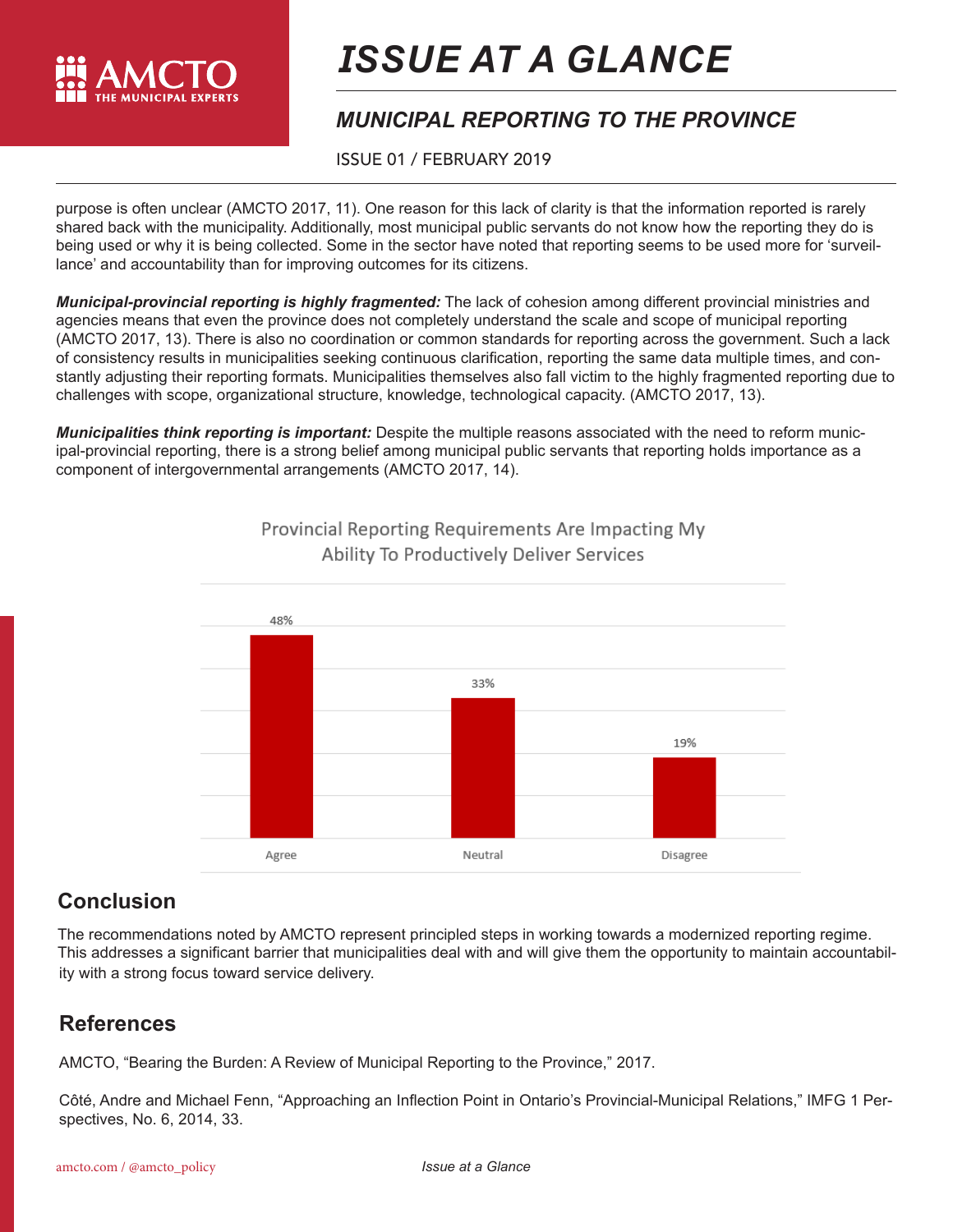purpose is often unclear (AMCTO 2017, 11). One reason for this lack of clarity is that the information reported is rarely shared back with the municipality. Additionally, most municipal public servants do not know how the reporting they do is being used or why it is being collected. Some in the sector have noted that reporting seems to be used more for 'surveillance' and accountability than for improving outcomes for its citizens.

***Municipal-provincial reporting is highly fragmented:*** The lack of cohesion among different provincial ministries and agencies means that even the province does not completely understand the scale and scope of municipal reporting (AMCTO 2017, 13). There is also no coordination or common standards for reporting across the government. Such a lack of consistency results in municipalities seeking continuous clarification, reporting the same data multiple times, and constantly adjusting their reporting formats. Municipalities themselves also fall victim to the highly fragmented reporting due to challenges with scope, organizational structure, knowledge, technological capacity. (AMCTO 2017, 13).

***Municipalities think reporting is important:*** Despite the multiple reasons associated with the need to reform municipal-provincial reporting, there is a strong belief among municipal public servants that reporting holds importance as a component of intergovernmental arrangements (AMCTO 2017, 14).

Provincial Reporting Requirements Are Impacting My Ability To Productively Deliver Services

48%
33%
19%

Agree
Neutral
Disagree

## Conclusion

The recommendations noted by AMCTO represent principled steps in working towards a modernized reporting regime. This addresses a significant barrier that municipalities deal with and will give them the opportunity to maintain accountability with a strong focus toward service delivery.

## References

AMCTO, "Bearing the Burden: A Review of Municipal Reporting to the Province," 2017.

Côté, Andre and Michael Fenn, "Approaching an Inflection Point in Ontario's Provincial-Municipal Relations," IMFG 1 Perspectives, No. 6, 2014, 33.